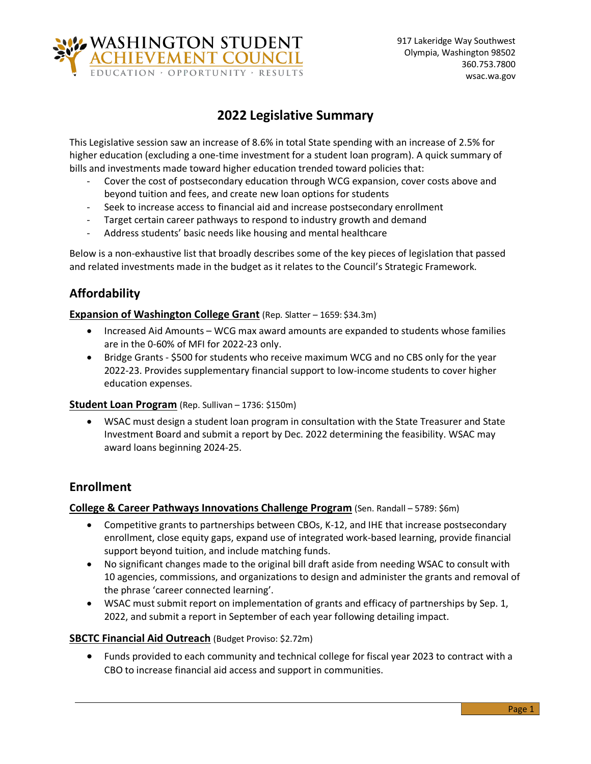WASHINGTON STUDENT ACHIEVEMENT COUNCIL
EDUCATION · OPPORTUNITY · RESULTS

917 Lakeridge Way Southwest
Olympia, Washington 98502
360.753.7800
wsac.wa.gov

# 2022 Legislative Summary

This Legislative session saw an increase of 8.6% in total State spending with an increase of 2.5% for higher education (excluding a one-time investment for a student loan program). A quick summary of bills and investments made toward higher education trended toward policies that:

- Cover the cost of postsecondary education through WCG expansion, cover costs above and beyond tuition and fees, and create new loan options for students
- Seek to increase access to financial aid and increase postsecondary enrollment
- Target certain career pathways to respond to industry growth and demand
- Address students' basic needs like housing and mental healthcare

Below is a non-exhaustive list that broadly describes some of the key pieces of legislation that passed and related investments made in the budget as it relates to the Council's Strategic Framework.

## Affordability

**Expansion of Washington College Grant** (Rep. Slatter – 1659: $34.3m)

- Increased Aid Amounts – WCG max award amounts are expanded to students whose families are in the 0-60% of MFI for 2022-23 only.
- Bridge Grants - $500 for students who receive maximum WCG and no CBS only for the year 2022-23. Provides supplementary financial support to low-income students to cover higher education expenses.

**Student Loan Program** (Rep. Sullivan – 1736: $150m)

- WSAC must design a student loan program in consultation with the State Treasurer and State Investment Board and submit a report by Dec. 2022 determining the feasibility. WSAC may award loans beginning 2024-25.

## Enrollment

**College & Career Pathways Innovations Challenge Program** (Sen. Randall – 5789: $6m)

- Competitive grants to partnerships between CBOs, K-12, and IHE that increase postsecondary enrollment, close equity gaps, expand use of integrated work-based learning, provide financial support beyond tuition, and include matching funds.
- No significant changes made to the original bill draft aside from needing WSAC to consult with 10 agencies, commissions, and organizations to design and administer the grants and removal of the phrase 'career connected learning'.
- WSAC must submit report on implementation of grants and efficacy of partnerships by Sep. 1, 2022, and submit a report in September of each year following detailing impact.

**SBCTC Financial Aid Outreach** (Budget Proviso: $2.72m)

- Funds provided to each community and technical college for fiscal year 2023 to contract with a CBO to increase financial aid access and support in communities.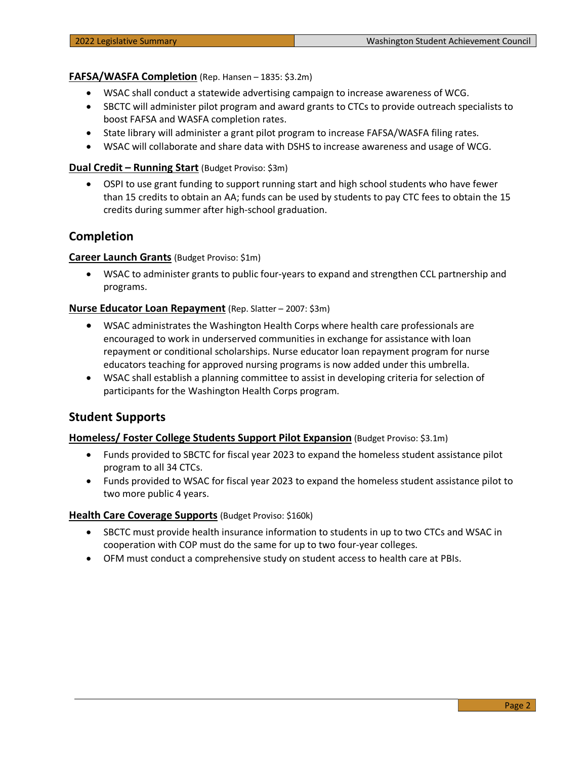**FAFSA/WASFA Completion** (Rep. Hansen – 1835: $3.2m)

- WSAC shall conduct a statewide advertising campaign to increase awareness of WCG.
- SBCTC will administer pilot program and award grants to CTCs to provide outreach specialists to boost FAFSA and WASFA completion rates.
- State library will administer a grant pilot program to increase FAFSA/WASFA filing rates.
- WSAC will collaborate and share data with DSHS to increase awareness and usage of WCG.

**Dual Credit – Running Start** (Budget Proviso: $3m)

- OSPI to use grant funding to support running start and high school students who have fewer than 15 credits to obtain an AA; funds can be used by students to pay CTC fees to obtain the 15 credits during summer after high-school graduation.

## Completion

**Career Launch Grants** (Budget Proviso: $1m)

- WSAC to administer grants to public four-years to expand and strengthen CCL partnership and programs.

**Nurse Educator Loan Repayment** (Rep. Slatter – 2007: $3m)

- WSAC administrates the Washington Health Corps where health care professionals are encouraged to work in underserved communities in exchange for assistance with loan repayment or conditional scholarships. Nurse educator loan repayment program for nurse educators teaching for approved nursing programs is now added under this umbrella.
- WSAC shall establish a planning committee to assist in developing criteria for selection of participants for the Washington Health Corps program.

## Student Supports

**Homeless/ Foster College Students Support Pilot Expansion** (Budget Proviso: $3.1m)

- Funds provided to SBCTC for fiscal year 2023 to expand the homeless student assistance pilot program to all 34 CTCs.
- Funds provided to WSAC for fiscal year 2023 to expand the homeless student assistance pilot to two more public 4 years.

**Health Care Coverage Supports** (Budget Proviso: $160k)

- SBCTC must provide health insurance information to students in up to two CTCs and WSAC in cooperation with COP must do the same for up to two four-year colleges.
- OFM must conduct a comprehensive study on student access to health care at PBIs.